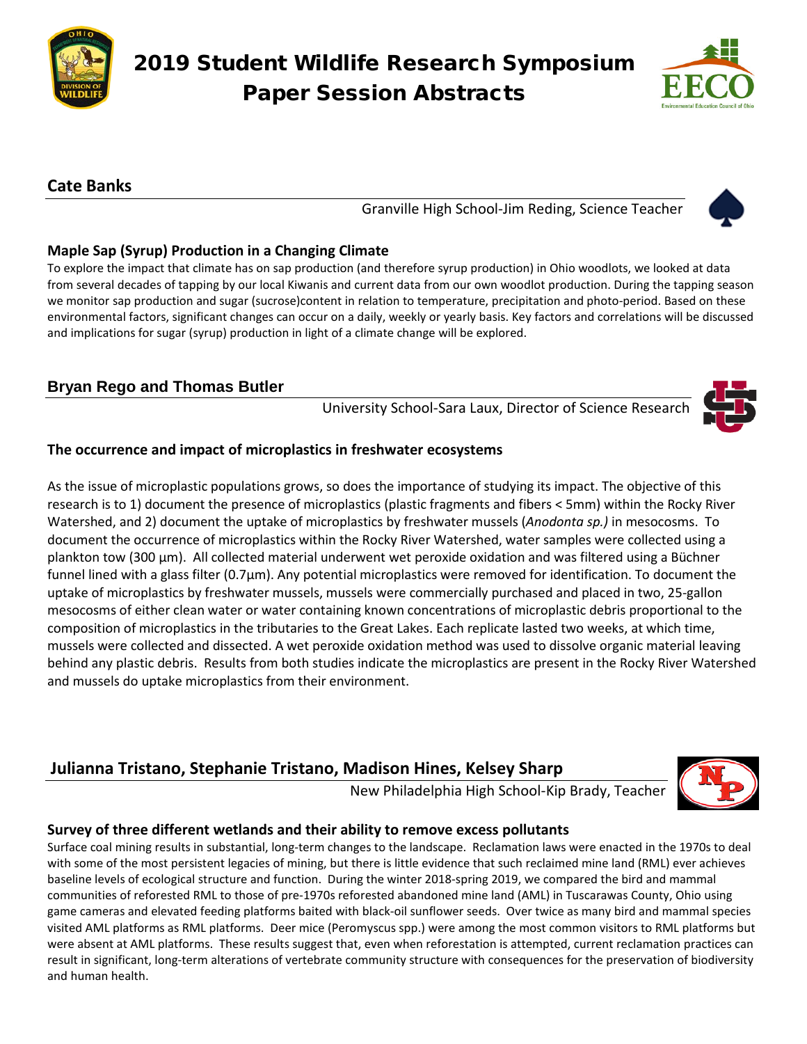#### 2019 Student Wildlife Research Symposium Paper Session Abstracts

## Cate Banks

Granville High School-Jim Reding, Science Teacher

### Maple Sap (Syrup) Production in a Changing Climate

To explore the impact that climate has on sap production (and therefore syrup production) in Ohio woodlots, we looked at data from several decades of tapping by our local Kiwanis and current data from our own woodlot production. During the tapping season we monitor sap production and sugar (sucrose)content in relation to temperature, precipitation and photo-period. Based on these environmental factors, significant changes can occur on a daily, weekly or yearly basis. Key factors and correlations will be discussed and implications for sugar (syrup) production in light of a climate change will be explored.

## Bryan Rego and Thomas Butler

University School-Sara Laux, Director of Science Research

### The occurrence and impact of microplastics in freshwater ecosystems

As the issue of microplastic populations grows, so does the importance of studying its impact. The objective of this research is to 1) document the presence of microplastics (plastic fragments and fibers < 5mm) within the Rocky River Watershed, and 2) document the uptake of microplastics by freshwater mussels (*Anodonta sp.)* in mesocosms. To document the occurrence of microplastics within the Rocky River Watershed, water samples were collected using a plankton tow (300 µm). All collected material underwent wet peroxide oxidation and was filtered using a Büchner funnel lined with a glass filter (0.7µm). Any potential microplastics were removed for identification. To document the uptake of microplastics by freshwater mussels, mussels were commercially purchased and placed in two, 25-gallon mesocosms of either clean water or water containing known concentrations of microplastic debris proportional to the composition of microplastics in the tributaries to the Great Lakes. Each replicate lasted two weeks, at which time, mussels were collected and dissected. A wet peroxide oxidation method was used to dissolve organic material leaving behind any plastic debris. Results from both studies indicate the microplastics are present in the Rocky River Watershed and mussels do uptake microplastics from their environment.

## Julianna Tristano, Stephanie Tristano, Madison Hines, Kelsey Sharp

New Philadelphia High School-Kip Brady, Teacher

### Survey of three different wetlands and their ability to remove excess pollutants

Surface coal mining results in substantial, long-term changes to the landscape. Reclamation laws were enacted in the 1970s to deal with some of the most persistent legacies of mining, but there is little evidence that such reclaimed mine land (RML) ever achieves baseline levels of ecological structure and function. During the winter 2018-spring 2019, we compared the bird and mammal communities of reforested RML to those of pre-1970s reforested abandoned mine land (AML) in Tuscarawas County, Ohio using game cameras and elevated feeding platforms baited with black-oil sunflower seeds. Over twice as many bird and mammal species visited AML platforms as RML platforms. Deer mice (Peromyscus spp.) were among the most common visitors to RML platforms but were absent at AML platforms. These results suggest that, even when reforestation is attempted, current reclamation practices can result in significant, long-term alterations of vertebrate community structure with consequences for the preservation of biodiversity and human health.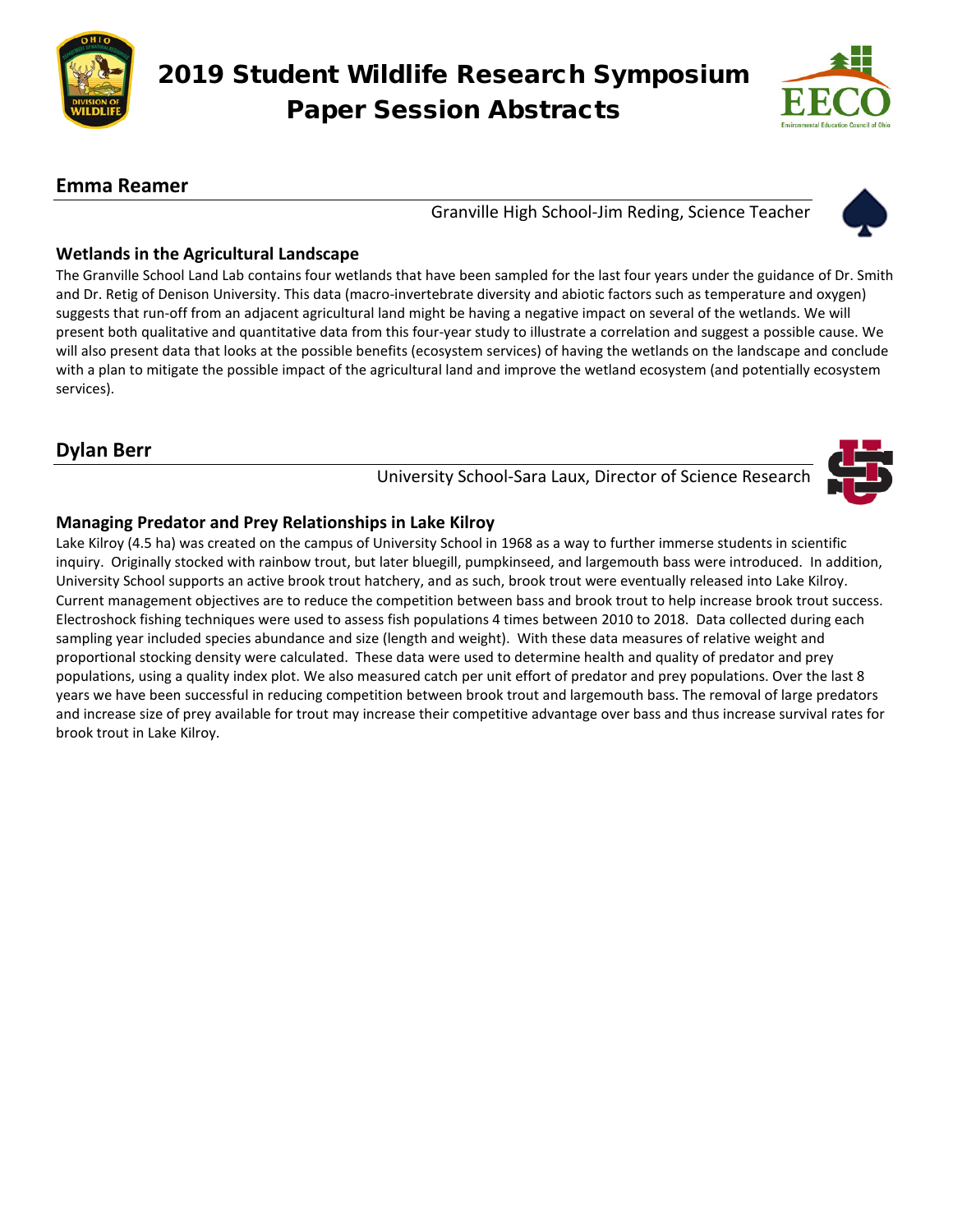# 2019 Student Wildlife Research Symposium Paper Session Abstracts

## Emma Reamer

Granville High School-Jim Reding, Science Teacher

### Wetlands in the Agricultural Landscape

The Granville School Land Lab contains four wetlands that have been sampled for the last four years under the guidance of Dr. Smith and Dr. Retig of Denison University. This data (macro-invertebrate diversity and abiotic factors such as temperature and oxygen) suggests that run-off from an adjacent agricultural land might be having a negative impact on several of the wetlands. We will present both qualitative and quantitative data from this four-year study to illustrate a correlation and suggest a possible cause. We will also present data that looks at the possible benefits (ecosystem services) of having the wetlands on the landscape and conclude with a plan to mitigate the possible impact of the agricultural land and improve the wetland ecosystem (and potentially ecosystem services).

## Dylan Berr

University School-Sara Laux, Director of Science Research

### Managing Predator and Prey Relationships in Lake Kilroy

Lake Kilroy (4.5 ha) was created on the campus of University School in 1968 as a way to further immerse students in scientific inquiry. Originally stocked with rainbow trout, but later bluegill, pumpkinseed, and largemouth bass were introduced. In addition, University School supports an active brook trout hatchery, and as such, brook trout were eventually released into Lake Kilroy. Current management objectives are to reduce the competition between bass and brook trout to help increase brook trout success. Electroshock fishing techniques were used to assess fish populations 4 times between 2010 to 2018. Data collected during each sampling year included species abundance and size (length and weight). With these data measures of relative weight and proportional stocking density were calculated. These data were used to determine health and quality of predator and prey populations, using a quality index plot. We also measured catch per unit effort of predator and prey populations. Over the last 8 years we have been successful in reducing competition between brook trout and largemouth bass. The removal of large predators and increase size of prey available for trout may increase their competitive advantage over bass and thus increase survival rates for brook trout in Lake Kilroy.